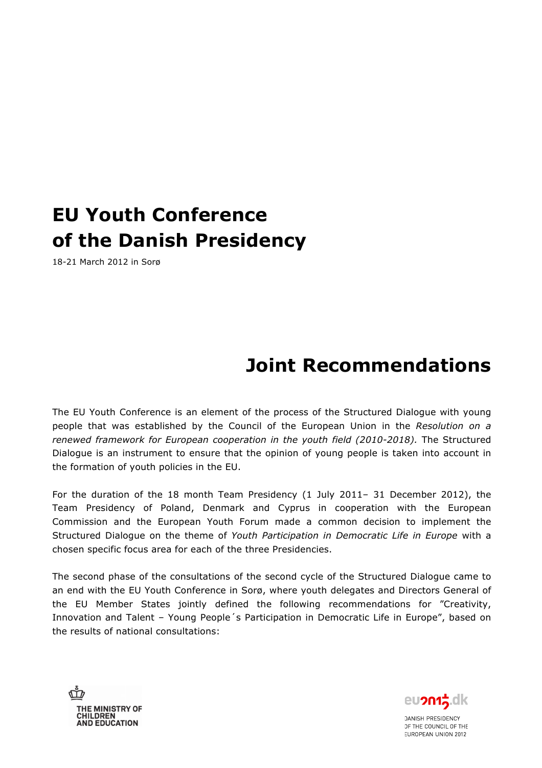# EU Youth Conference of the Danish Presidency

18-21 March 2012 in Sorø

## Joint Recommendations

The EU Youth Conference is an element of the process of the Structured Dialogue with young people that was established by the Council of the European Union in the *Resolution on a renewed framework for European cooperation in the youth field (2010-2018).* The Structured Dialogue is an instrument to ensure that the opinion of young people is taken into account in the formation of youth policies in the EU.

For the duration of the 18 month Team Presidency (1 July 2011– 31 December 2012), the Team Presidency of Poland, Denmark and Cyprus in cooperation with the European Commission and the European Youth Forum made a common decision to implement the Structured Dialogue on the theme of *Youth Participation in Democratic Life in Europe* with a chosen specific focus area for each of the three Presidencies.

The second phase of the consultations of the second cycle of the Structured Dialogue came to an end with the EU Youth Conference in Sorø, where youth delegates and Directors General of the EU Member States jointly defined the following recommendations for "Creativity, Innovation and Talent – Young People´s Participation in Democratic Life in Europe", based on the results of national consultations:

THE MINISTRY OF CHILDREN AND EDUCATION

eu2012.dk
DANISH PRESIDENCY OF THE COUNCIL OF THE EUROPEAN UNION 2012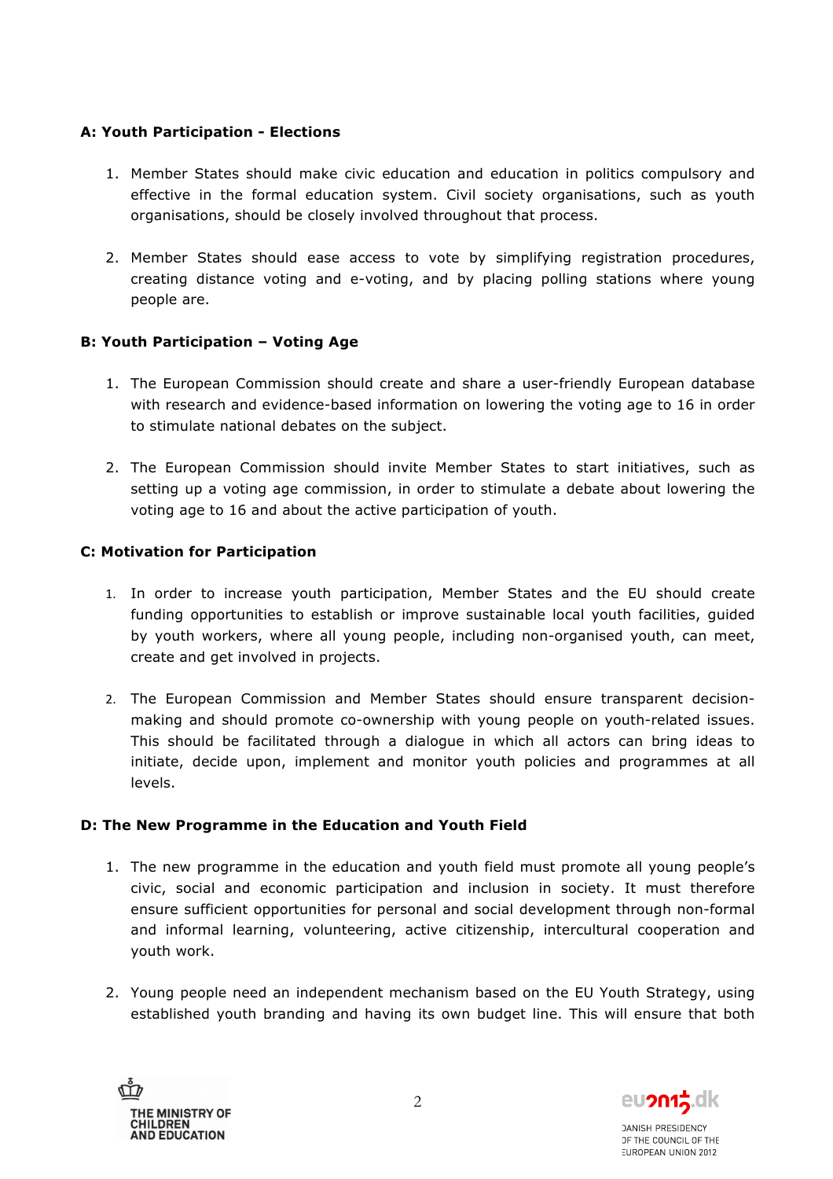**A: Youth Participation - Elections**

1. Member States should make civic education and education in politics compulsory and effective in the formal education system. Civil society organisations, such as youth organisations, should be closely involved throughout that process.

2. Member States should ease access to vote by simplifying registration procedures, creating distance voting and e-voting, and by placing polling stations where young people are.

**B: Youth Participation – Voting Age**

1. The European Commission should create and share a user-friendly European database with research and evidence-based information on lowering the voting age to 16 in order to stimulate national debates on the subject.

2. The European Commission should invite Member States to start initiatives, such as setting up a voting age commission, in order to stimulate a debate about lowering the voting age to 16 and about the active participation of youth.

**C: Motivation for Participation**

1. In order to increase youth participation, Member States and the EU should create funding opportunities to establish or improve sustainable local youth facilities, guided by youth workers, where all young people, including non-organised youth, can meet, create and get involved in projects.

2. The European Commission and Member States should ensure transparent decision-making and should promote co-ownership with young people on youth-related issues. This should be facilitated through a dialogue in which all actors can bring ideas to initiate, decide upon, implement and monitor youth policies and programmes at all levels.

**D: The New Programme in the Education and Youth Field**

1. The new programme in the education and youth field must promote all young people's civic, social and economic participation and inclusion in society. It must therefore ensure sufficient opportunities for personal and social development through non-formal and informal learning, volunteering, active citizenship, intercultural cooperation and youth work.

2. Young people need an independent mechanism based on the EU Youth Strategy, using established youth branding and having its own budget line. This will ensure that both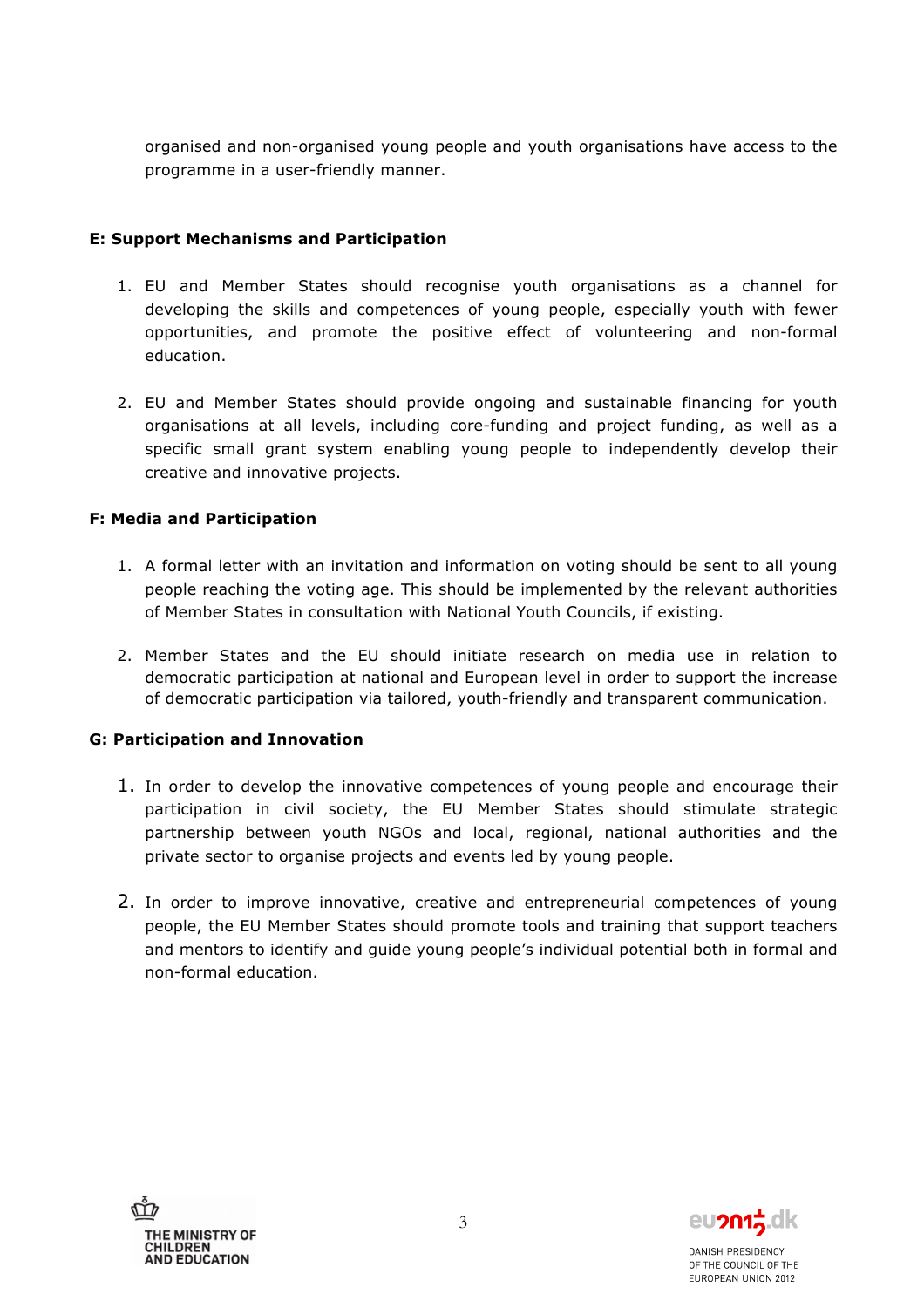organised and non-organised young people and youth organisations have access to the programme in a user-friendly manner.

**E: Support Mechanisms and Participation**

1. EU and Member States should recognise youth organisations as a channel for developing the skills and competences of young people, especially youth with fewer opportunities, and promote the positive effect of volunteering and non-formal education.

2. EU and Member States should provide ongoing and sustainable financing for youth organisations at all levels, including core-funding and project funding, as well as a specific small grant system enabling young people to independently develop their creative and innovative projects.

**F: Media and Participation**

1. A formal letter with an invitation and information on voting should be sent to all young people reaching the voting age. This should be implemented by the relevant authorities of Member States in consultation with National Youth Councils, if existing.

2. Member States and the EU should initiate research on media use in relation to democratic participation at national and European level in order to support the increase of democratic participation via tailored, youth-friendly and transparent communication.

**G: Participation and Innovation**

1. In order to develop the innovative competences of young people and encourage their participation in civil society, the EU Member States should stimulate strategic partnership between youth NGOs and local, regional, national authorities and the private sector to organise projects and events led by young people.

2. In order to improve innovative, creative and entrepreneurial competences of young people, the EU Member States should promote tools and training that support teachers and mentors to identify and guide young people's individual potential both in formal and non-formal education.